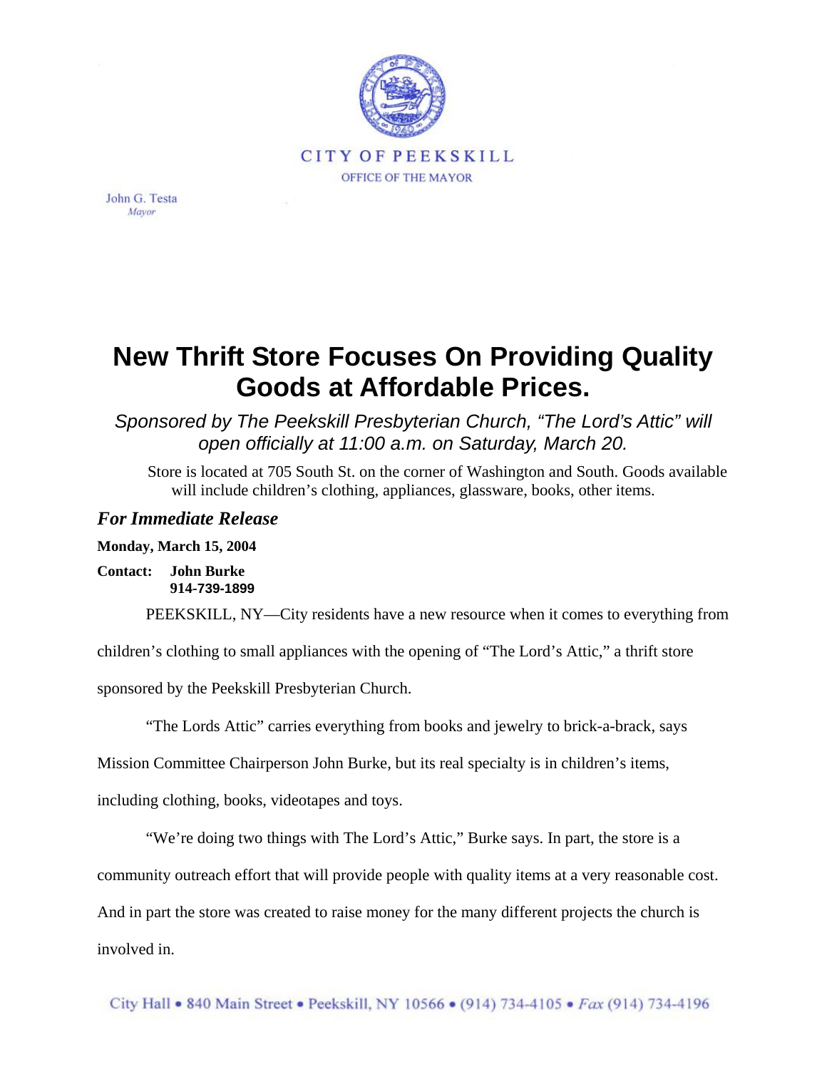CITY OF PEEKSKILL

OFFICE OF THE MAYOR

John G. Testa
*Mayor*

# New Thrift Store Focuses On Providing Quality Goods at Affordable Prices.

*Sponsored by The Peekskill Presbyterian Church, "The Lord's Attic" will open officially at 11:00 a.m. on Saturday, March 20.*

Store is located at 705 South St. on the corner of Washington and South. Goods available will include children's clothing, appliances, glassware, books, other items.

***For Immediate Release***

**Monday, March 15, 2004**

**Contact: John Burke**
**914-739-1899**

PEEKSKILL, NY—City residents have a new resource when it comes to everything from children's clothing to small appliances with the opening of "The Lord's Attic," a thrift store sponsored by the Peekskill Presbyterian Church.

"The Lords Attic" carries everything from books and jewelry to brick-a-brack, says Mission Committee Chairperson John Burke, but its real specialty is in children's items, including clothing, books, videotapes and toys.

"We're doing two things with The Lord's Attic," Burke says. In part, the store is a community outreach effort that will provide people with quality items at a very reasonable cost. And in part the store was created to raise money for the many different projects the church is involved in.

City Hall • 840 Main Street • Peekskill, NY 10566 • (914) 734-4105 • *Fax* (914) 734-4196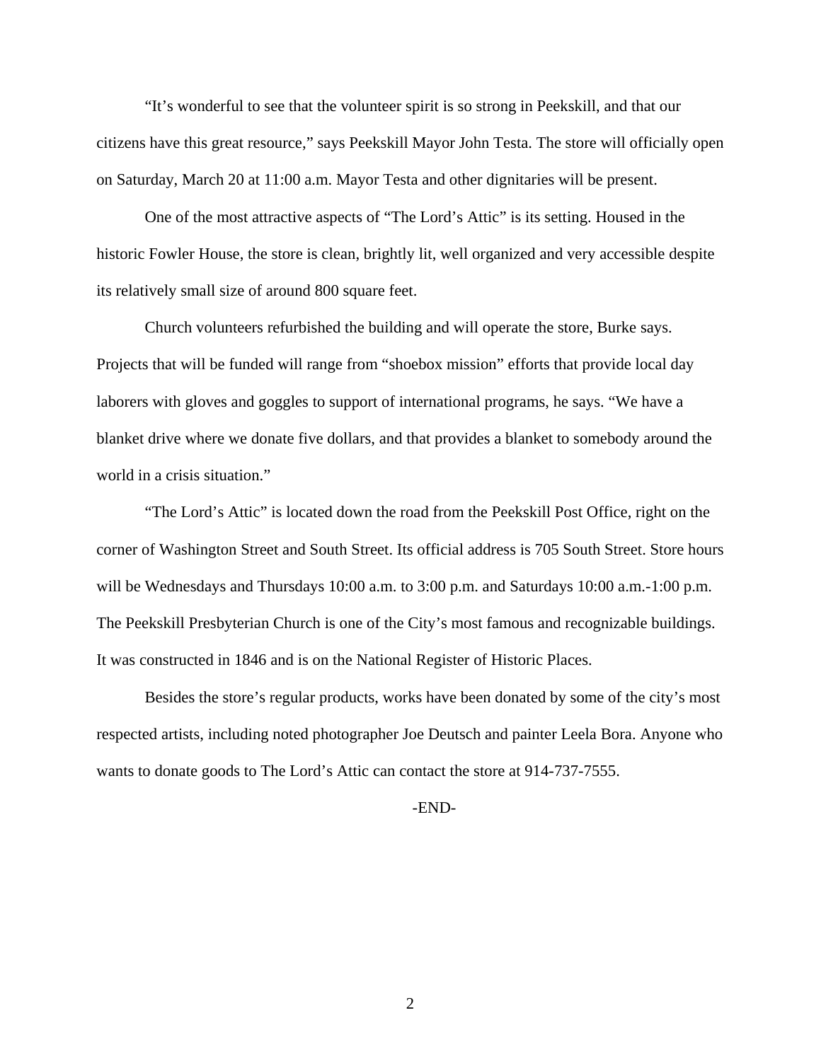"It's wonderful to see that the volunteer spirit is so strong in Peekskill, and that our citizens have this great resource," says Peekskill Mayor John Testa. The store will officially open on Saturday, March 20 at 11:00 a.m. Mayor Testa and other dignitaries will be present.

One of the most attractive aspects of "The Lord's Attic" is its setting. Housed in the historic Fowler House, the store is clean, brightly lit, well organized and very accessible despite its relatively small size of around 800 square feet.

Church volunteers refurbished the building and will operate the store, Burke says. Projects that will be funded will range from "shoebox mission" efforts that provide local day laborers with gloves and goggles to support of international programs, he says. "We have a blanket drive where we donate five dollars, and that provides a blanket to somebody around the world in a crisis situation."

"The Lord's Attic" is located down the road from the Peekskill Post Office, right on the corner of Washington Street and South Street. Its official address is 705 South Street. Store hours will be Wednesdays and Thursdays 10:00 a.m. to 3:00 p.m. and Saturdays 10:00 a.m.-1:00 p.m. The Peekskill Presbyterian Church is one of the City's most famous and recognizable buildings. It was constructed in 1846 and is on the National Register of Historic Places.

Besides the store's regular products, works have been donated by some of the city's most respected artists, including noted photographer Joe Deutsch and painter Leela Bora. Anyone who wants to donate goods to The Lord's Attic can contact the store at 914-737-7555.

-END-